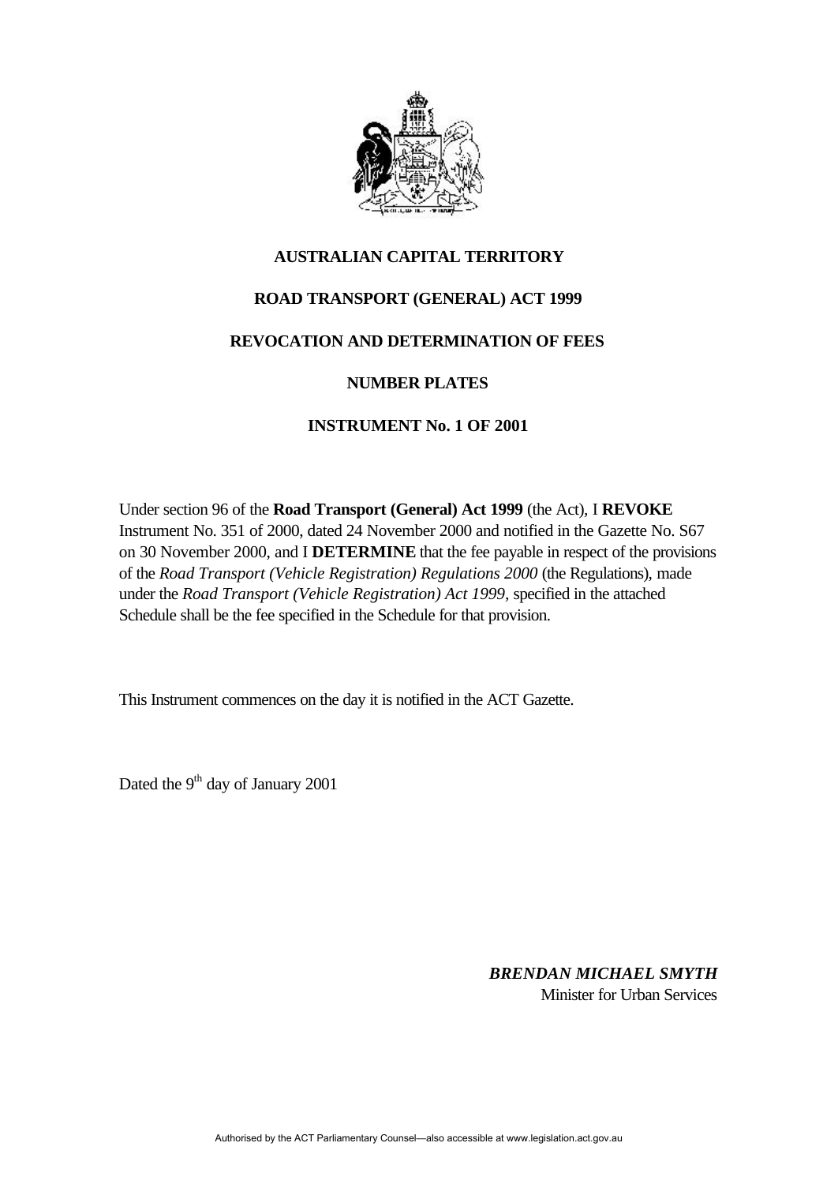# AUSTRALIAN CAPITAL TERRITORY

## ROAD TRANSPORT (GENERAL) ACT 1999

## REVOCATION AND DETERMINATION OF FEES

## NUMBER PLATES

## INSTRUMENT No. 1 OF 2001

Under section 96 of the **Road Transport (General) Act 1999** (the Act), I **REVOKE** Instrument No. 351 of 2000, dated 24 November 2000 and notified in the Gazette No. S67 on 30 November 2000, and I **DETERMINE** that the fee payable in respect of the provisions of the *Road Transport (Vehicle Registration) Regulations 2000* (the Regulations), made under the *Road Transport (Vehicle Registration) Act 1999*, specified in the attached Schedule shall be the fee specified in the Schedule for that provision.

This Instrument commences on the day it is notified in the ACT Gazette.

Dated the 9th day of January 2001

***BRENDAN MICHAEL SMYTH***
Minister for Urban Services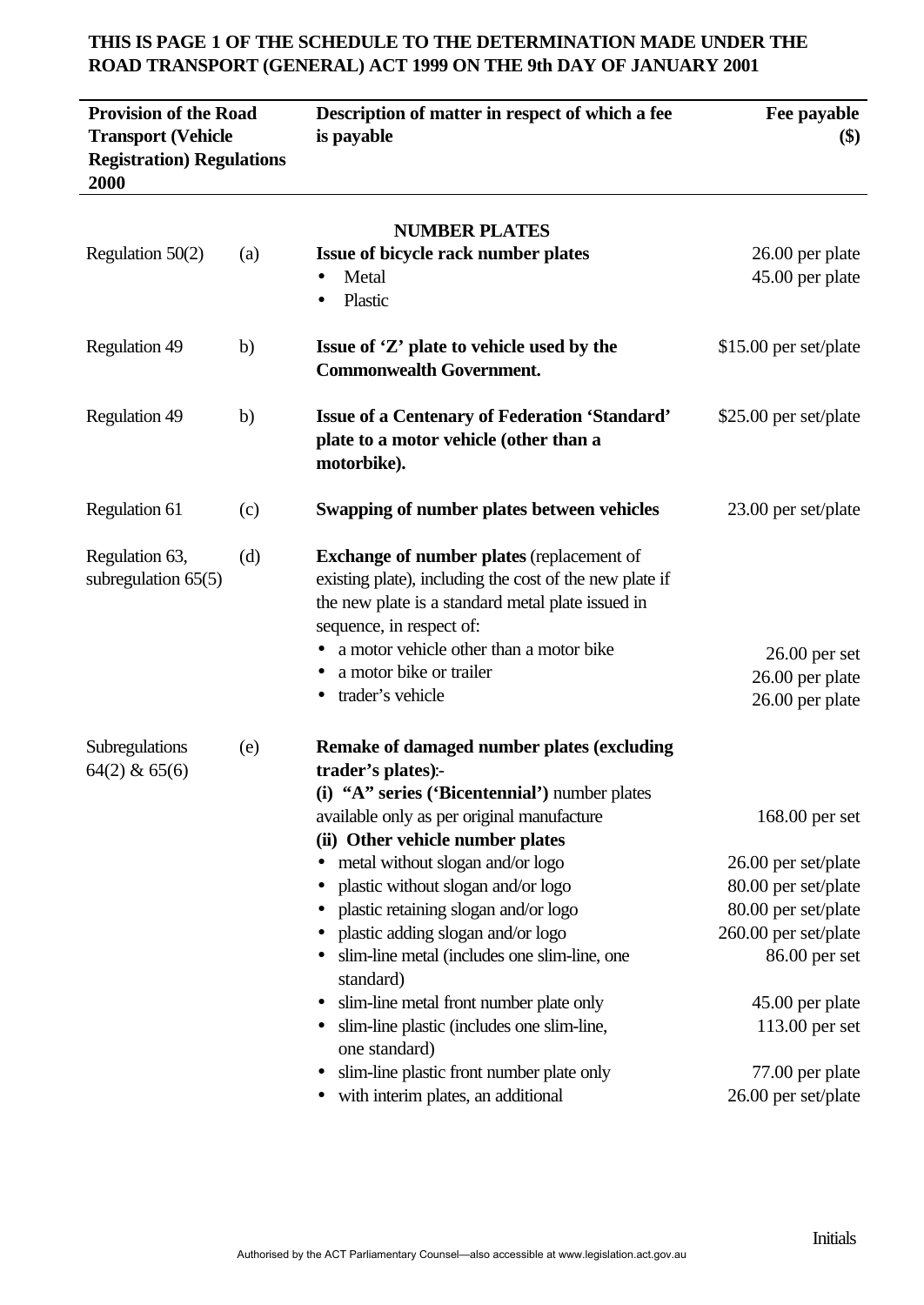**THIS IS PAGE 1 OF THE SCHEDULE TO THE DETERMINATION MADE UNDER THE ROAD TRANSPORT (GENERAL) ACT 1999 ON THE 9th DAY OF JANUARY 2001**

| Provision of the Road Transport (Vehicle Registration) Regulations 2000 | | Description of matter in respect of which a fee is payable | Fee payable ($) |
|---|---|---|---|
| | | **NUMBER PLATES** | |
| Regulation 50(2) | (a) | **Issue of bicycle rack number plates** | |
| | | • Metal | 26.00 per plate |
| | | • Plastic | 45.00 per plate |
| Regulation 49 | b) | **Issue of 'Z' plate to vehicle used by the Commonwealth Government.** | $15.00 per set/plate |
| Regulation 49 | b) | **Issue of a Centenary of Federation 'Standard' plate to a motor vehicle (other than a motorbike).** | $25.00 per set/plate |
| Regulation 61 | (c) | **Swapping of number plates between vehicles** | 23.00 per set/plate |
| Regulation 63, subregulation 65(5) | (d) | **Exchange of number plates** (replacement of existing plate), including the cost of the new plate if the new plate is a standard metal plate issued in sequence, in respect of: | |
| | | • a motor vehicle other than a motor bike | 26.00 per set |
| | | • a motor bike or trailer | 26.00 per plate |
| | | • trader's vehicle | 26.00 per plate |
| Subregulations 64(2) & 65(6) | (e) | **Remake of damaged number plates (excluding trader's plates)**:- | |
| | | **(i) "A" series ('Bicentennial')** number plates available only as per original manufacture | 168.00 per set |
| | | **(ii) Other vehicle number plates** | |
| | | • metal without slogan and/or logo | 26.00 per set/plate |
| | | • plastic without slogan and/or logo | 80.00 per set/plate |
| | | • plastic retaining slogan and/or logo | 80.00 per set/plate |
| | | • plastic adding slogan and/or logo | 260.00 per set/plate |
| | | • slim-line metal (includes one slim-line, one standard) | 86.00 per set |
| | | • slim-line metal front number plate only | 45.00 per plate |
| | | • slim-line plastic (includes one slim-line, one standard) | 113.00 per set |
| | | • slim-line plastic front number plate only | 77.00 per plate |
| | | • with interim plates, an additional | 26.00 per set/plate |

Initials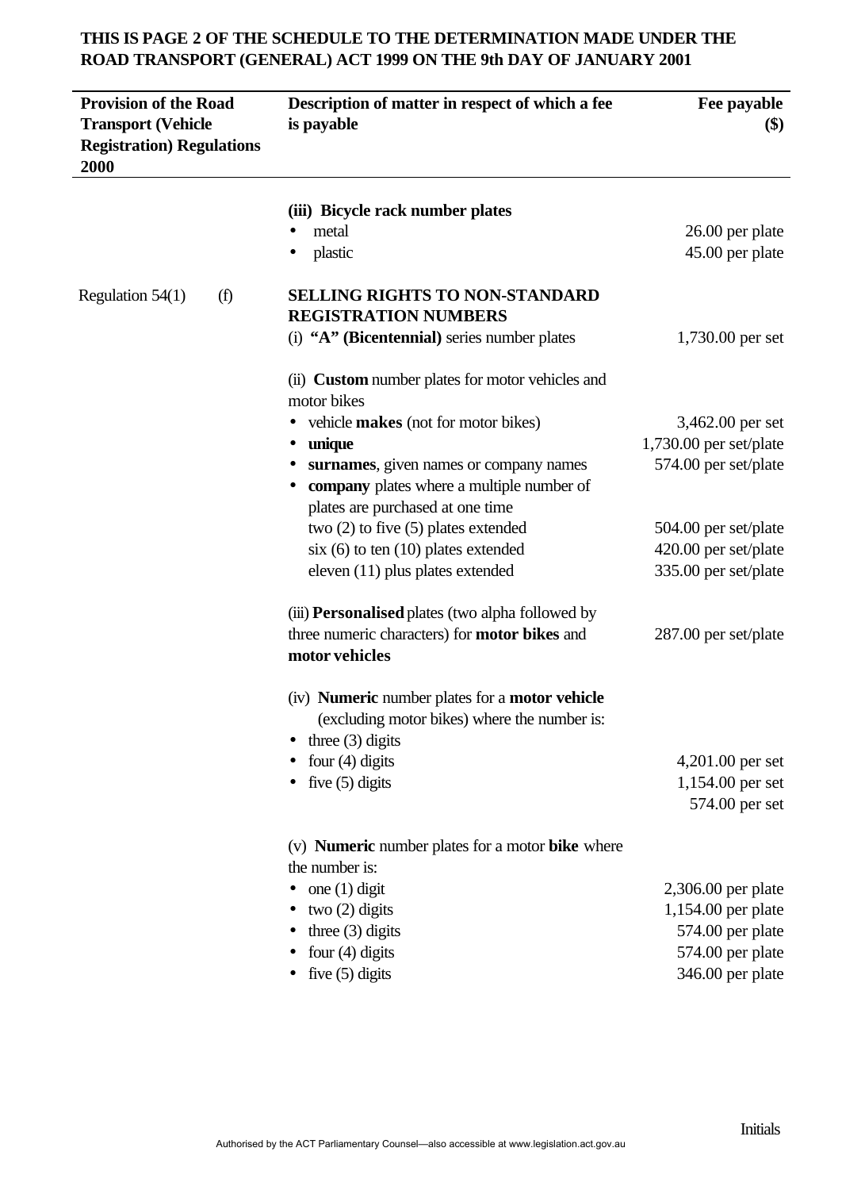**THIS IS PAGE 2 OF THE SCHEDULE TO THE DETERMINATION MADE UNDER THE ROAD TRANSPORT (GENERAL) ACT 1999 ON THE 9th DAY OF JANUARY 2001**

| Provision of the Road Transport (Vehicle Registration) Regulations 2000 | Description of matter in respect of which a fee is payable | Fee payable ($) |
|---|---|---|
| | **(iii) Bicycle rack number plates** | |
| | • metal | 26.00 per plate |
| | • plastic | 45.00 per plate |
| Regulation 54(1) (f) | **SELLING RIGHTS TO NON-STANDARD REGISTRATION NUMBERS** | |
| | (i) **"A" (Bicentennial)** series number plates | 1,730.00 per set |
| | (ii) **Custom** number plates for motor vehicles and motor bikes | |
| | • vehicle **makes** (not for motor bikes) | 3,462.00 per set |
| | • **unique** | 1,730.00 per set/plate |
| | • **surnames**, given names or company names | 574.00 per set/plate |
| | • **company** plates where a multiple number of plates are purchased at one time | |
| | two (2) to five (5) plates extended | 504.00 per set/plate |
| | six (6) to ten (10) plates extended | 420.00 per set/plate |
| | eleven (11) plus plates extended | 335.00 per set/plate |
| | (iii) **Personalised** plates (two alpha followed by three numeric characters) for **motor bikes** and **motor vehicles** | 287.00 per set/plate |
| | (iv) **Numeric** number plates for a **motor vehicle** (excluding motor bikes) where the number is: | |
| | • three (3) digits | |
| | • four (4) digits | 4,201.00 per set |
| | • five (5) digits | 1,154.00 per set |
| | | 574.00 per set |
| | (v) **Numeric** number plates for a motor **bike** where the number is: | |
| | • one (1) digit | 2,306.00 per plate |
| | • two (2) digits | 1,154.00 per plate |
| | • three (3) digits | 574.00 per plate |
| | • four (4) digits | 574.00 per plate |
| | • five (5) digits | 346.00 per plate |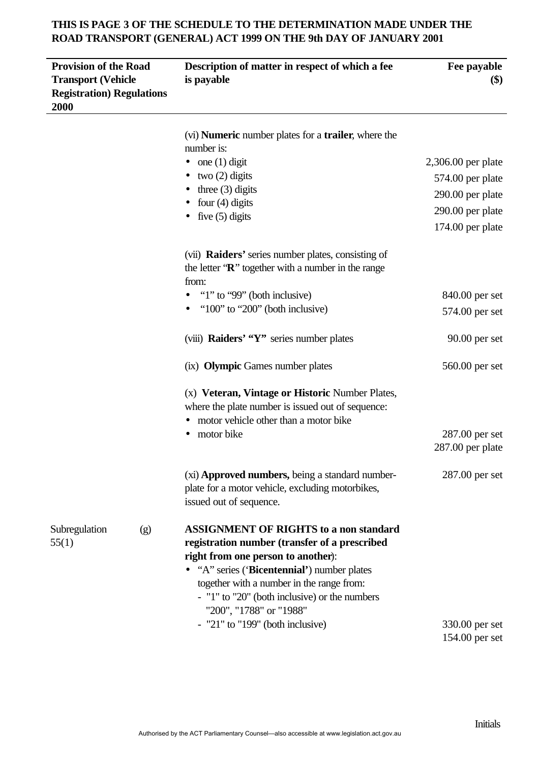**THIS IS PAGE 3 OF THE SCHEDULE TO THE DETERMINATION MADE UNDER THE ROAD TRANSPORT (GENERAL) ACT 1999 ON THE 9th DAY OF JANUARY 2001**

| Provision of the Road Transport (Vehicle Registration) Regulations 2000 | | Description of matter in respect of which a fee is payable | Fee payable ($) |
|---|---|---|---|
| | | (vi) **Numeric** number plates for a **trailer**, where the number is: | |
| | | • one (1) digit | 2,306.00 per plate |
| | | • two (2) digits | 574.00 per plate |
| | | • three (3) digits | 290.00 per plate |
| | | • four (4) digits | 290.00 per plate |
| | | • five (5) digits | 174.00 per plate |
| | | (vii) **Raiders'** series number plates, consisting of the letter "**R**" together with a number in the range from: | |
| | | • "1" to "99" (both inclusive) | 840.00 per set |
| | | • "100" to "200" (both inclusive) | 574.00 per set |
| | | (viii) **Raiders' "Y"** series number plates | 90.00 per set |
| | | (ix) **Olympic** Games number plates | 560.00 per set |
| | | (x) **Veteran, Vintage or Historic** Number Plates, where the plate number is issued out of sequence: | |
| | | • motor vehicle other than a motor bike | 287.00 per set |
| | | • motor bike | 287.00 per plate |
| | | (xi) **Approved numbers,** being a standard number-plate for a motor vehicle, excluding motorbikes, issued out of sequence. | 287.00 per set |
| Subregulation 55(1) | (g) | **ASSIGNMENT OF RIGHTS to a non standard registration number (transfer of a prescribed right from one person to another)**: | |
| | | • "A" series ('**Bicentennial'**) number plates together with a number in the range from: | |
| | | - "1" to "20" (both inclusive) or the numbers "200", "1788" or "1988" | 330.00 per set |
| | | - "21" to "199" (both inclusive) | 154.00 per set |

Initials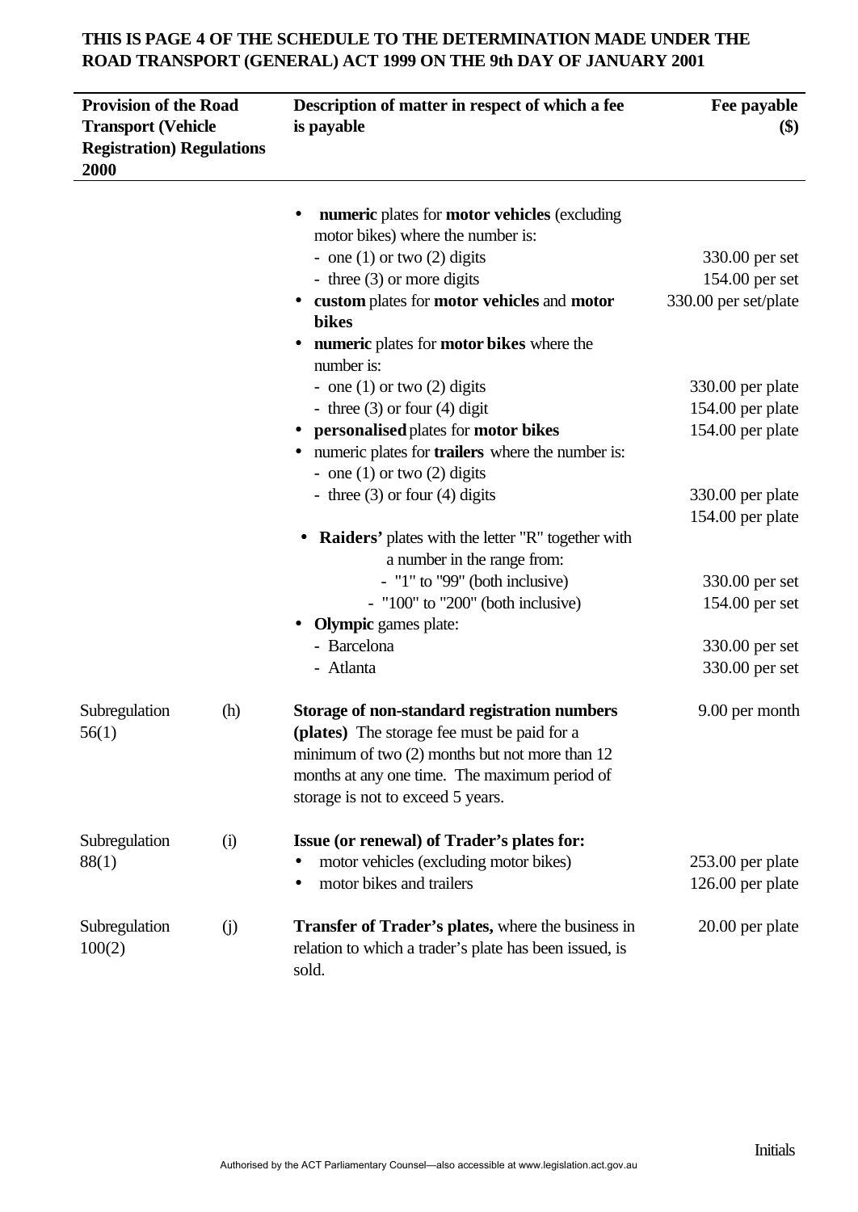| Provision of the Road Transport (Vehicle Registration) Regulations 2000 | | Description of matter in respect of which a fee is payable | Fee payable ($) |
|---|---|---|---|
| | | • **numeric** plates for **motor vehicles** (excluding motor bikes) where the number is: | |
| | | - one (1) or two (2) digits | 330.00 per set |
| | | - three (3) or more digits | 154.00 per set |
| | | • **custom** plates for **motor vehicles** and **motor bikes** | 330.00 per set/plate |
| | | • **numeric** plates for **motor bikes** where the number is: | |
| | | - one (1) or two (2) digits | 330.00 per plate |
| | | - three (3) or four (4) digit | 154.00 per plate |
| | | • **personalised** plates for **motor bikes** | 154.00 per plate |
| | | • numeric plates for **trailers** where the number is: | |
| | | - one (1) or two (2) digits | |
| | | - three (3) or four (4) digits | 330.00 per plate |
| | | | 154.00 per plate |
| | | • **Raiders'** plates with the letter "R" together with a number in the range from: | |
| | | - "1" to "99" (both inclusive) | 330.00 per set |
| | | - "100" to "200" (both inclusive) | 154.00 per set |
| | | • **Olympic** games plate: | |
| | | - Barcelona | 330.00 per set |
| | | - Atlanta | 330.00 per set |
| Subregulation 56(1) | (h) | **Storage of non-standard registration numbers (plates)** The storage fee must be paid for a minimum of two (2) months but not more than 12 months at any one time. The maximum period of storage is not to exceed 5 years. | 9.00 per month |
| Subregulation 88(1) | (i) | **Issue (or renewal) of Trader's plates for:** | |
| | | • motor vehicles (excluding motor bikes) | 253.00 per plate |
| | | • motor bikes and trailers | 126.00 per plate |
| Subregulation 100(2) | (j) | **Transfer of Trader's plates,** where the business in relation to which a trader's plate has been issued, is sold. | 20.00 per plate |